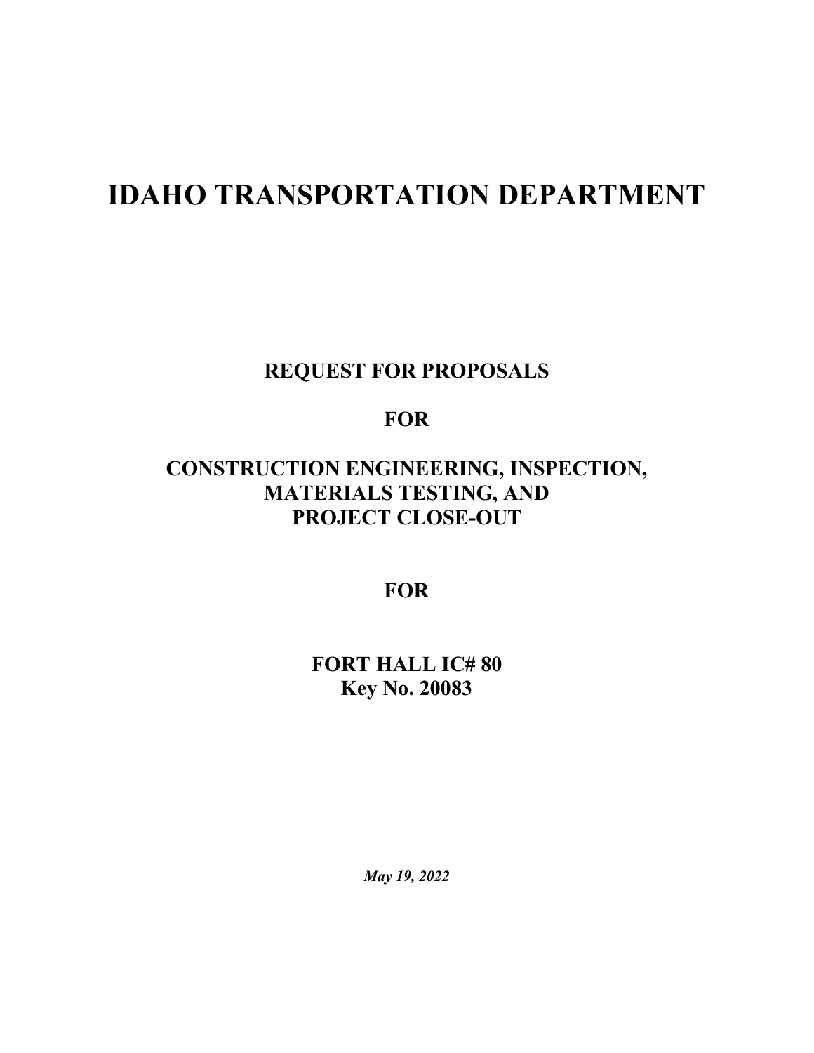# IDAHO TRANSPORTATION DEPARTMENT

**REQUEST FOR PROPOSALS**

**FOR**

**CONSTRUCTION ENGINEERING, INSPECTION, MATERIALS TESTING, AND PROJECT CLOSE-OUT**

**FOR**

**FORT HALL IC# 80**
**Key No. 20083**

***May 19, 2022***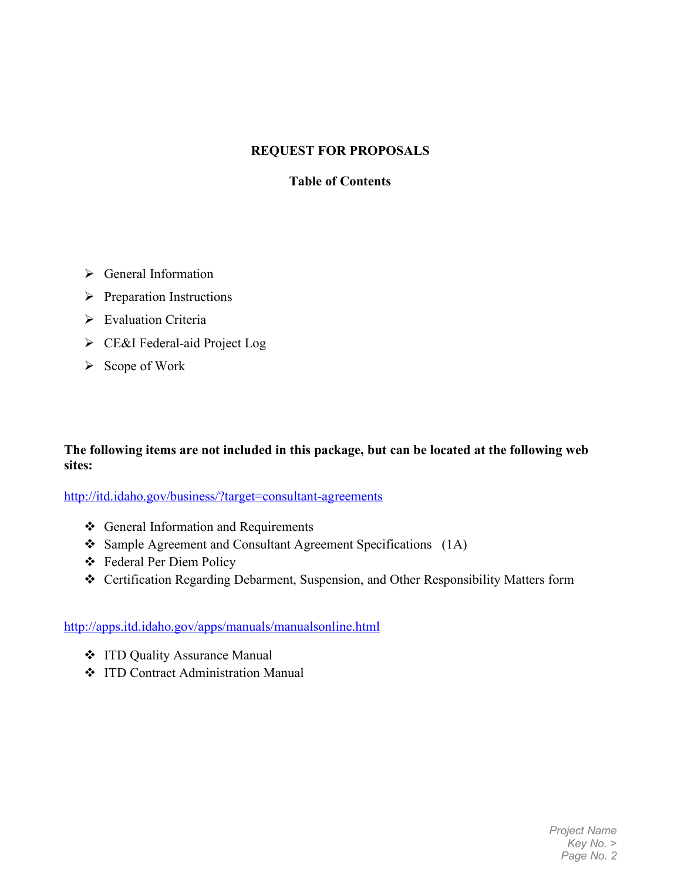# REQUEST FOR PROPOSALS

## Table of Contents

- General Information
- Preparation Instructions
- Evaluation Criteria
- CE&I Federal-aid Project Log
- Scope of Work

**The following items are not included in this package, but can be located at the following web sites:**

http://itd.idaho.gov/business/?target=consultant-agreements

- General Information and Requirements
- Sample Agreement and Consultant Agreement Specifications (1A)
- Federal Per Diem Policy
- Certification Regarding Debarment, Suspension, and Other Responsibility Matters form

http://apps.itd.idaho.gov/apps/manuals/manualsonline.html

- ITD Quality Assurance Manual
- ITD Contract Administration Manual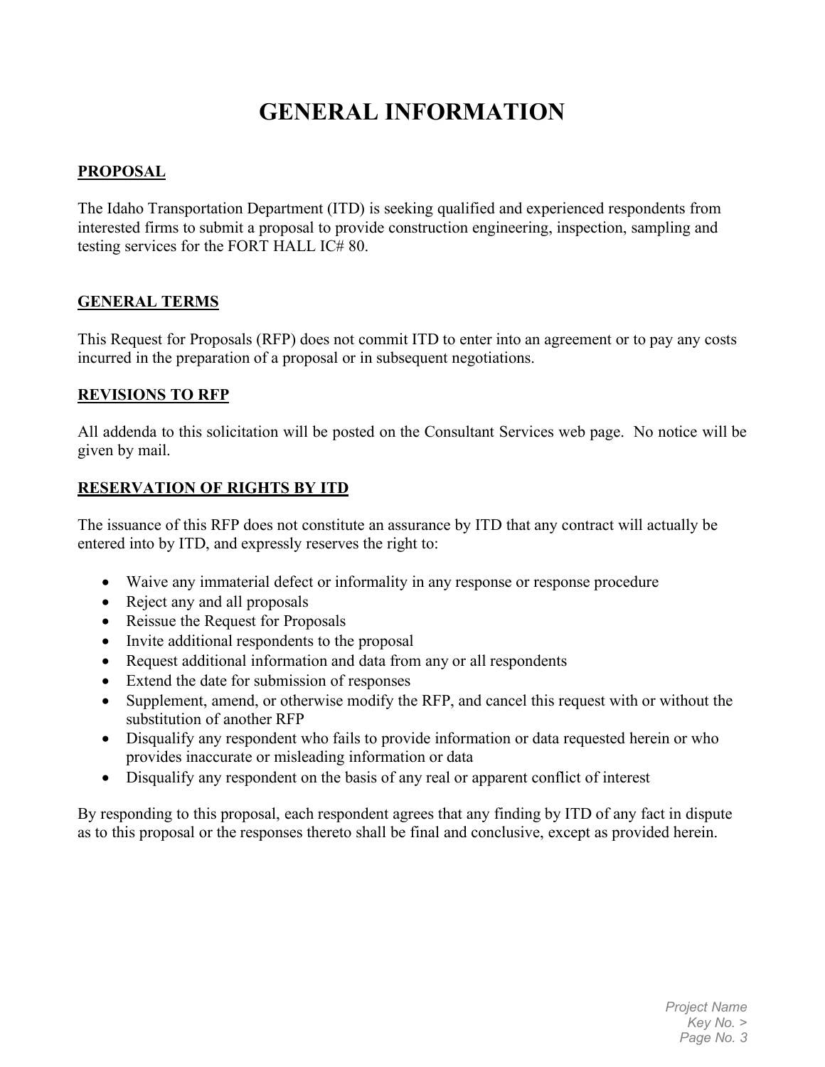# GENERAL INFORMATION

## PROPOSAL

The Idaho Transportation Department (ITD) is seeking qualified and experienced respondents from interested firms to submit a proposal to provide construction engineering, inspection, sampling and testing services for the FORT HALL IC# 80.

## GENERAL TERMS

This Request for Proposals (RFP) does not commit ITD to enter into an agreement or to pay any costs incurred in the preparation of a proposal or in subsequent negotiations.

## REVISIONS TO RFP

All addenda to this solicitation will be posted on the Consultant Services web page. No notice will be given by mail.

## RESERVATION OF RIGHTS BY ITD

The issuance of this RFP does not constitute an assurance by ITD that any contract will actually be entered into by ITD, and expressly reserves the right to:

- Waive any immaterial defect or informality in any response or response procedure
- Reject any and all proposals
- Reissue the Request for Proposals
- Invite additional respondents to the proposal
- Request additional information and data from any or all respondents
- Extend the date for submission of responses
- Supplement, amend, or otherwise modify the RFP, and cancel this request with or without the substitution of another RFP
- Disqualify any respondent who fails to provide information or data requested herein or who provides inaccurate or misleading information or data
- Disqualify any respondent on the basis of any real or apparent conflict of interest

By responding to this proposal, each respondent agrees that any finding by ITD of any fact in dispute as to this proposal or the responses thereto shall be final and conclusive, except as provided herein.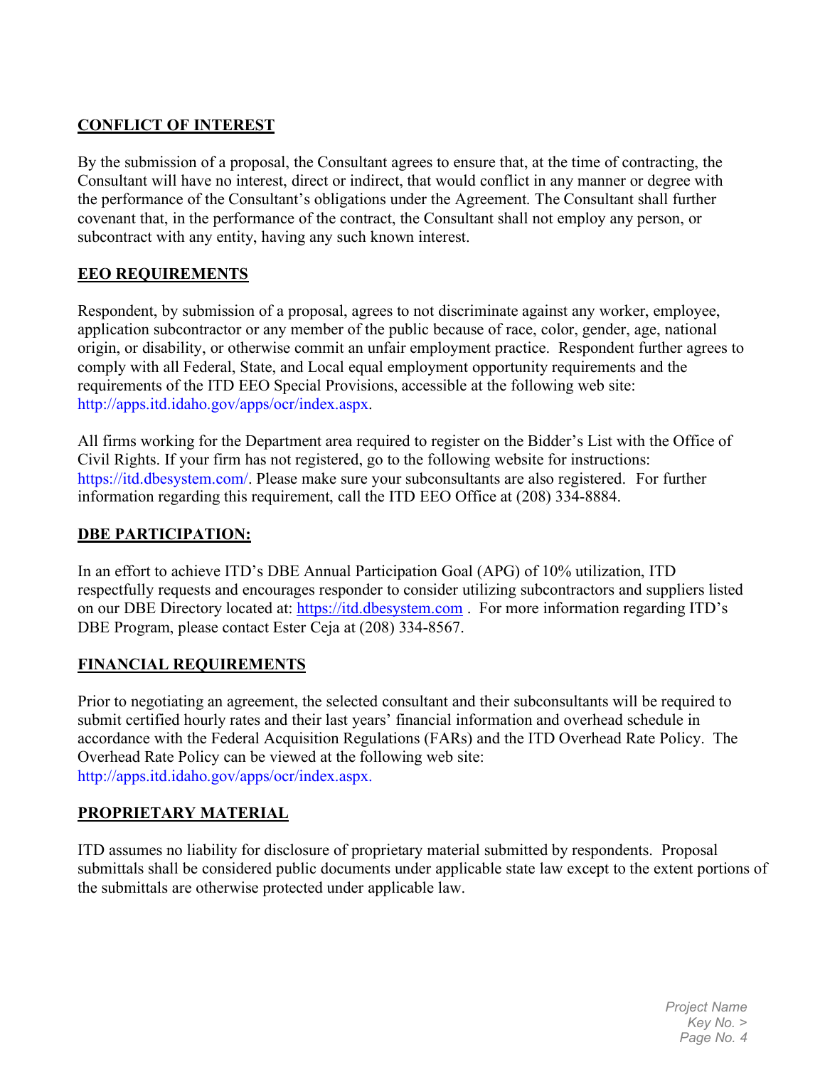## CONFLICT OF INTEREST

By the submission of a proposal, the Consultant agrees to ensure that, at the time of contracting, the Consultant will have no interest, direct or indirect, that would conflict in any manner or degree with the performance of the Consultant's obligations under the Agreement. The Consultant shall further covenant that, in the performance of the contract, the Consultant shall not employ any person, or subcontract with any entity, having any such known interest.

## EEO REQUIREMENTS

Respondent, by submission of a proposal, agrees to not discriminate against any worker, employee, application subcontractor or any member of the public because of race, color, gender, age, national origin, or disability, or otherwise commit an unfair employment practice. Respondent further agrees to comply with all Federal, State, and Local equal employment opportunity requirements and the requirements of the ITD EEO Special Provisions, accessible at the following web site: http://apps.itd.idaho.gov/apps/ocr/index.aspx.

All firms working for the Department area required to register on the Bidder's List with the Office of Civil Rights. If your firm has not registered, go to the following website for instructions: https://itd.dbesystem.com/. Please make sure your subconsultants are also registered. For further information regarding this requirement, call the ITD EEO Office at (208) 334-8884.

## DBE PARTICIPATION:

In an effort to achieve ITD's DBE Annual Participation Goal (APG) of 10% utilization, ITD respectfully requests and encourages responder to consider utilizing subcontractors and suppliers listed on our DBE Directory located at: https://itd.dbesystem.com . For more information regarding ITD's DBE Program, please contact Ester Ceja at (208) 334-8567.

## FINANCIAL REQUIREMENTS

Prior to negotiating an agreement, the selected consultant and their subconsultants will be required to submit certified hourly rates and their last years' financial information and overhead schedule in accordance with the Federal Acquisition Regulations (FARs) and the ITD Overhead Rate Policy. The Overhead Rate Policy can be viewed at the following web site: http://apps.itd.idaho.gov/apps/ocr/index.aspx.

## PROPRIETARY MATERIAL

ITD assumes no liability for disclosure of proprietary material submitted by respondents. Proposal submittals shall be considered public documents under applicable state law except to the extent portions of the submittals are otherwise protected under applicable law.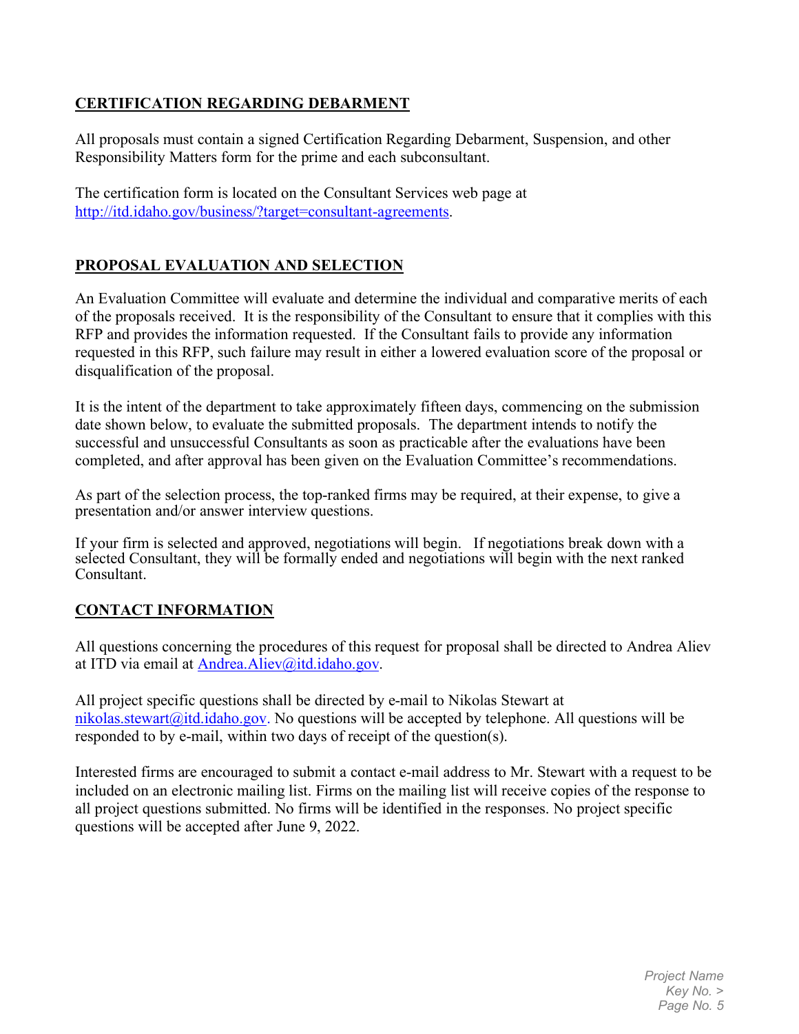## CERTIFICATION REGARDING DEBARMENT

All proposals must contain a signed Certification Regarding Debarment, Suspension, and other Responsibility Matters form for the prime and each subconsultant.

The certification form is located on the Consultant Services web page at http://itd.idaho.gov/business/?target=consultant-agreements.

## PROPOSAL EVALUATION AND SELECTION

An Evaluation Committee will evaluate and determine the individual and comparative merits of each of the proposals received. It is the responsibility of the Consultant to ensure that it complies with this RFP and provides the information requested. If the Consultant fails to provide any information requested in this RFP, such failure may result in either a lowered evaluation score of the proposal or disqualification of the proposal.

It is the intent of the department to take approximately fifteen days, commencing on the submission date shown below, to evaluate the submitted proposals. The department intends to notify the successful and unsuccessful Consultants as soon as practicable after the evaluations have been completed, and after approval has been given on the Evaluation Committee's recommendations.

As part of the selection process, the top-ranked firms may be required, at their expense, to give a presentation and/or answer interview questions.

If your firm is selected and approved, negotiations will begin. If negotiations break down with a selected Consultant, they will be formally ended and negotiations will begin with the next ranked Consultant.

## CONTACT INFORMATION

All questions concerning the procedures of this request for proposal shall be directed to Andrea Aliev at ITD via email at Andrea.Aliev@itd.idaho.gov.

All project specific questions shall be directed by e-mail to Nikolas Stewart at nikolas.stewart@itd.idaho.gov. No questions will be accepted by telephone. All questions will be responded to by e-mail, within two days of receipt of the question(s).

Interested firms are encouraged to submit a contact e-mail address to Mr. Stewart with a request to be included on an electronic mailing list. Firms on the mailing list will receive copies of the response to all project questions submitted. No firms will be identified in the responses. No project specific questions will be accepted after June 9, 2022.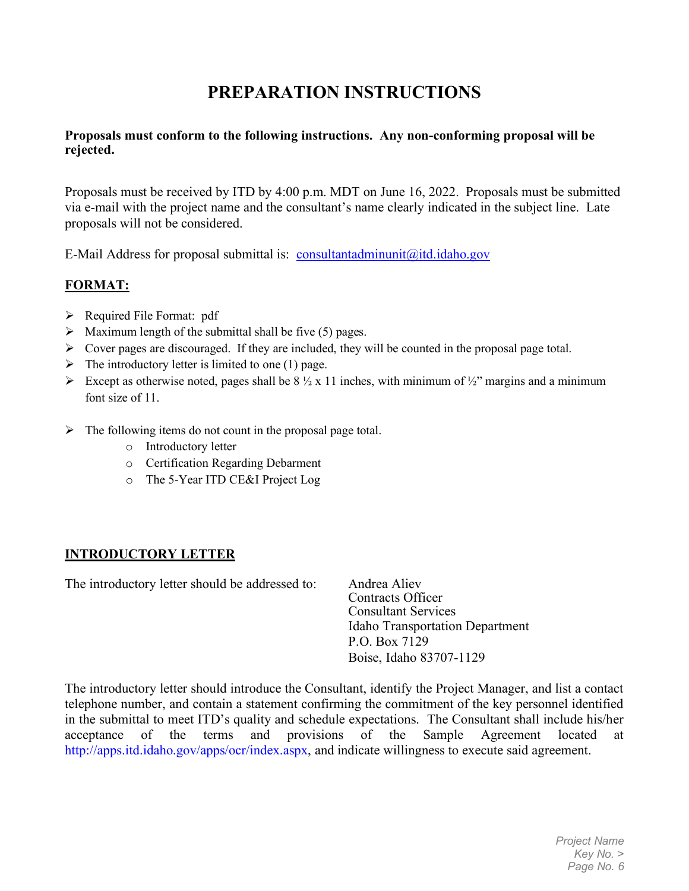# PREPARATION INSTRUCTIONS

**Proposals must conform to the following instructions. Any non-conforming proposal will be rejected.**

Proposals must be received by ITD by 4:00 p.m. MDT on June 16, 2022. Proposals must be submitted via e-mail with the project name and the consultant's name clearly indicated in the subject line. Late proposals will not be considered.

E-Mail Address for proposal submittal is: consultantadminunit@itd.idaho.gov

## FORMAT:

- Required File Format: pdf
- Maximum length of the submittal shall be five (5) pages.
- Cover pages are discouraged. If they are included, they will be counted in the proposal page total.
- The introductory letter is limited to one (1) page.
- Except as otherwise noted, pages shall be 8 ½ x 11 inches, with minimum of ½" margins and a minimum font size of 11.
- The following items do not count in the proposal page total.
  - Introductory letter
  - Certification Regarding Debarment
  - The 5-Year ITD CE&I Project Log

## INTRODUCTORY LETTER

The introductory letter should be addressed to:

Andrea Aliev
Contracts Officer
Consultant Services
Idaho Transportation Department
P.O. Box 7129
Boise, Idaho 83707-1129

The introductory letter should introduce the Consultant, identify the Project Manager, and list a contact telephone number, and contain a statement confirming the commitment of the key personnel identified in the submittal to meet ITD's quality and schedule expectations. The Consultant shall include his/her acceptance of the terms and provisions of the Sample Agreement located at http://apps.itd.idaho.gov/apps/ocr/index.aspx, and indicate willingness to execute said agreement.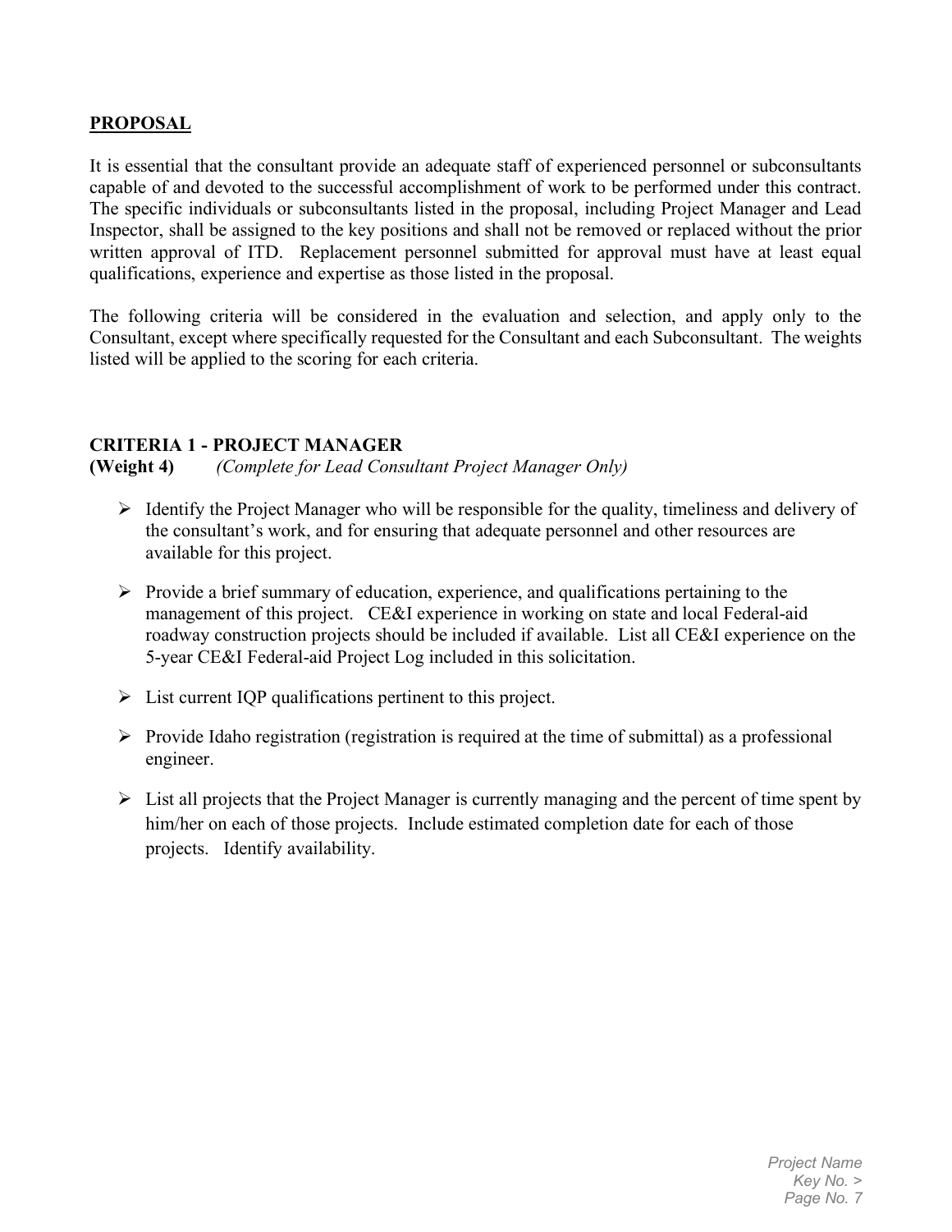## PROPOSAL

It is essential that the consultant provide an adequate staff of experienced personnel or subconsultants capable of and devoted to the successful accomplishment of work to be performed under this contract. The specific individuals or subconsultants listed in the proposal, including Project Manager and Lead Inspector, shall be assigned to the key positions and shall not be removed or replaced without the prior written approval of ITD. Replacement personnel submitted for approval must have at least equal qualifications, experience and expertise as those listed in the proposal.

The following criteria will be considered in the evaluation and selection, and apply only to the Consultant, except where specifically requested for the Consultant and each Subconsultant. The weights listed will be applied to the scoring for each criteria.

### CRITERIA 1 - PROJECT MANAGER

**(Weight 4)** *(Complete for Lead Consultant Project Manager Only)*

- Identify the Project Manager who will be responsible for the quality, timeliness and delivery of the consultant's work, and for ensuring that adequate personnel and other resources are available for this project.
- Provide a brief summary of education, experience, and qualifications pertaining to the management of this project. CE&I experience in working on state and local Federal-aid roadway construction projects should be included if available. List all CE&I experience on the 5-year CE&I Federal-aid Project Log included in this solicitation.
- List current IQP qualifications pertinent to this project.
- Provide Idaho registration (registration is required at the time of submittal) as a professional engineer.
- List all projects that the Project Manager is currently managing and the percent of time spent by him/her on each of those projects. Include estimated completion date for each of those projects. Identify availability.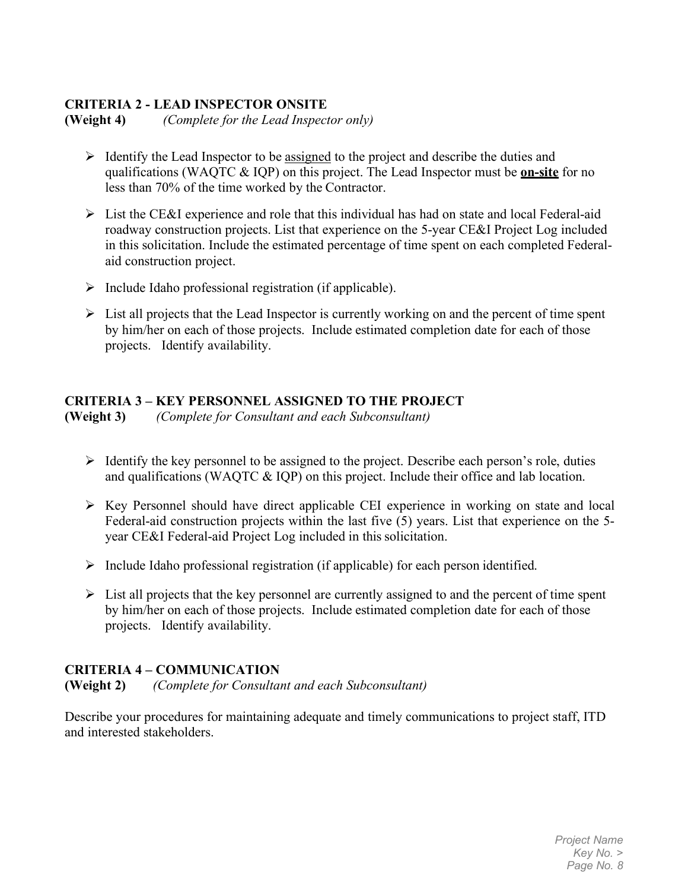## CRITERIA 2 - LEAD INSPECTOR ONSITE

**(Weight 4)** *(Complete for the Lead Inspector only)*

- Identify the Lead Inspector to be assigned to the project and describe the duties and qualifications (WAQTC & IQP) on this project. The Lead Inspector must be **on-site** for no less than 70% of the time worked by the Contractor.
- List the CE&I experience and role that this individual has had on state and local Federal-aid roadway construction projects. List that experience on the 5-year CE&I Project Log included in this solicitation. Include the estimated percentage of time spent on each completed Federal-aid construction project.
- Include Idaho professional registration (if applicable).
- List all projects that the Lead Inspector is currently working on and the percent of time spent by him/her on each of those projects. Include estimated completion date for each of those projects. Identify availability.

## CRITERIA 3 – KEY PERSONNEL ASSIGNED TO THE PROJECT

**(Weight 3)** *(Complete for Consultant and each Subconsultant)*

- Identify the key personnel to be assigned to the project. Describe each person's role, duties and qualifications (WAQTC & IQP) on this project. Include their office and lab location.
- Key Personnel should have direct applicable CEI experience in working on state and local Federal-aid construction projects within the last five (5) years. List that experience on the 5-year CE&I Federal-aid Project Log included in this solicitation.
- Include Idaho professional registration (if applicable) for each person identified.
- List all projects that the key personnel are currently assigned to and the percent of time spent by him/her on each of those projects. Include estimated completion date for each of those projects. Identify availability.

## CRITERIA 4 – COMMUNICATION

**(Weight 2)** *(Complete for Consultant and each Subconsultant)*

Describe your procedures for maintaining adequate and timely communications to project staff, ITD and interested stakeholders.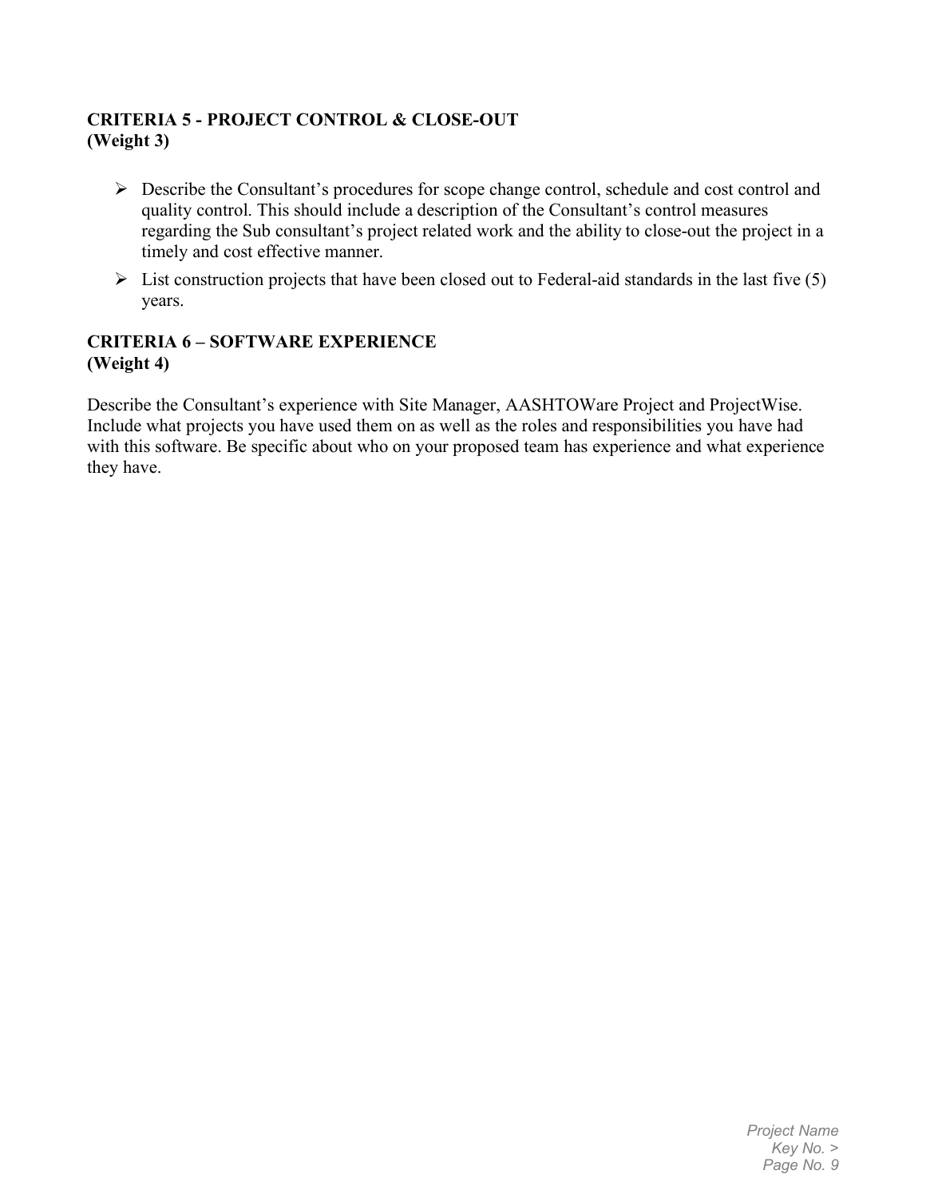**CRITERIA 5 - PROJECT CONTROL & CLOSE-OUT**
**(Weight 3)**

- Describe the Consultant's procedures for scope change control, schedule and cost control and quality control. This should include a description of the Consultant's control measures regarding the Sub consultant's project related work and the ability to close-out the project in a timely and cost effective manner.
- List construction projects that have been closed out to Federal-aid standards in the last five (5) years.

**CRITERIA 6 – SOFTWARE EXPERIENCE**
**(Weight 4)**

Describe the Consultant's experience with Site Manager, AASHTOWare Project and ProjectWise. Include what projects you have used them on as well as the roles and responsibilities you have had with this software. Be specific about who on your proposed team has experience and what experience they have.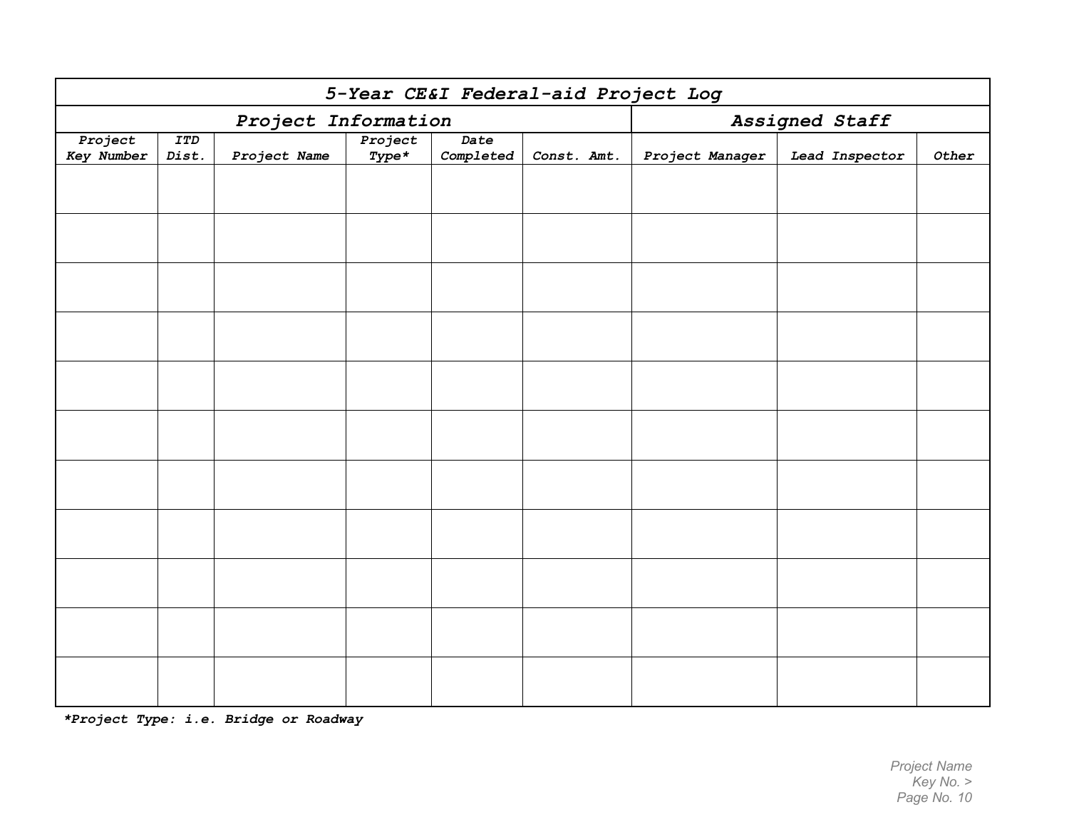| 5-Year CE&I Federal-aid Project Log | | | | | | | | |
|---|---|---|---|---|---|---|---|---|
| Project Information | | | | | | Assigned Staff | | |
| Project Key Number | ITD Dist. | Project Name | Project Type* | Date Completed | Const. Amt. | Project Manager | Lead Inspector | Other |
| | | | | | | | | |
| | | | | | | | | |
| | | | | | | | | |
| | | | | | | | | |
| | | | | | | | | |
| | | | | | | | | |
| | | | | | | | | |
| | | | | | | | | |
| | | | | | | | | |
| | | | | | | | | |
| | | | | | | | | |

***Project Type: i.e. Bridge or Roadway**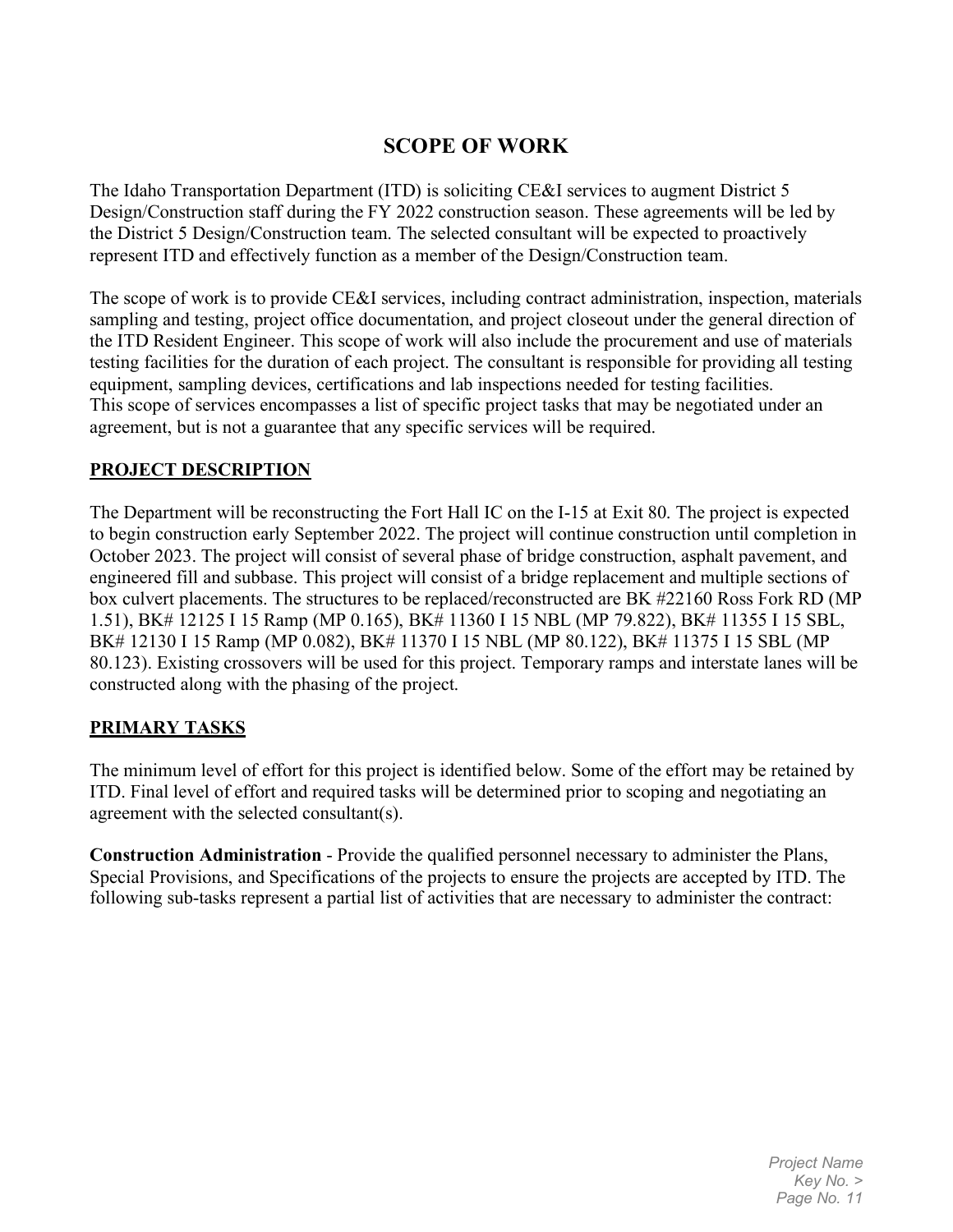# SCOPE OF WORK

The Idaho Transportation Department (ITD) is soliciting CE&I services to augment District 5 Design/Construction staff during the FY 2022 construction season. These agreements will be led by the District 5 Design/Construction team. The selected consultant will be expected to proactively represent ITD and effectively function as a member of the Design/Construction team.

The scope of work is to provide CE&I services, including contract administration, inspection, materials sampling and testing, project office documentation, and project closeout under the general direction of the ITD Resident Engineer. This scope of work will also include the procurement and use of materials testing facilities for the duration of each project. The consultant is responsible for providing all testing equipment, sampling devices, certifications and lab inspections needed for testing facilities. This scope of services encompasses a list of specific project tasks that may be negotiated under an agreement, but is not a guarantee that any specific services will be required.

## PROJECT DESCRIPTION

The Department will be reconstructing the Fort Hall IC on the I-15 at Exit 80. The project is expected to begin construction early September 2022. The project will continue construction until completion in October 2023. The project will consist of several phase of bridge construction, asphalt pavement, and engineered fill and subbase. This project will consist of a bridge replacement and multiple sections of box culvert placements. The structures to be replaced/reconstructed are BK #22160 Ross Fork RD (MP 1.51), BK# 12125 I 15 Ramp (MP 0.165), BK# 11360 I 15 NBL (MP 79.822), BK# 11355 I 15 SBL, BK# 12130 I 15 Ramp (MP 0.082), BK# 11370 I 15 NBL (MP 80.122), BK# 11375 I 15 SBL (MP 80.123). Existing crossovers will be used for this project. Temporary ramps and interstate lanes will be constructed along with the phasing of the project.

## PRIMARY TASKS

The minimum level of effort for this project is identified below. Some of the effort may be retained by ITD. Final level of effort and required tasks will be determined prior to scoping and negotiating an agreement with the selected consultant(s).

**Construction Administration** - Provide the qualified personnel necessary to administer the Plans, Special Provisions, and Specifications of the projects to ensure the projects are accepted by ITD. The following sub-tasks represent a partial list of activities that are necessary to administer the contract: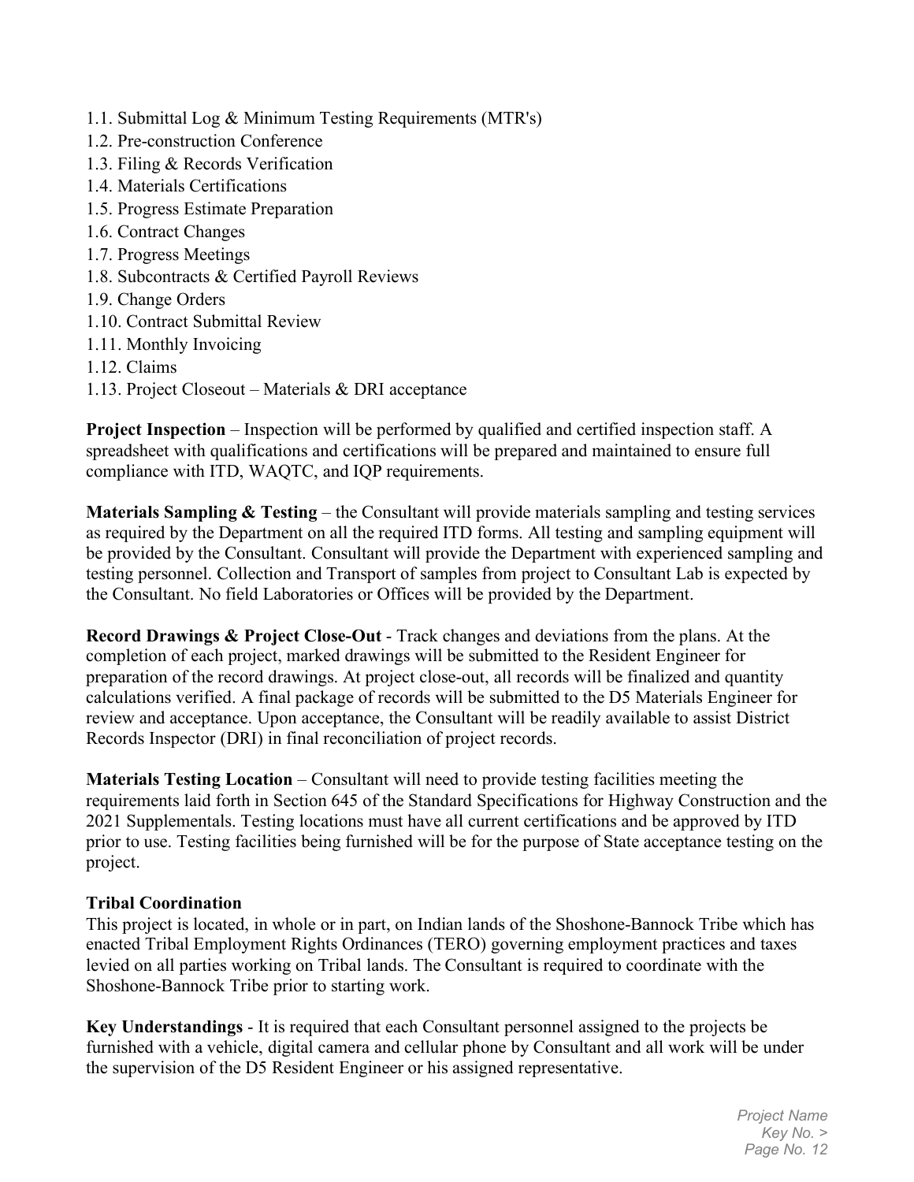1.1. Submittal Log & Minimum Testing Requirements (MTR's)
1.2. Pre-construction Conference
1.3. Filing & Records Verification
1.4. Materials Certifications
1.5. Progress Estimate Preparation
1.6. Contract Changes
1.7. Progress Meetings
1.8. Subcontracts & Certified Payroll Reviews
1.9. Change Orders
1.10. Contract Submittal Review
1.11. Monthly Invoicing
1.12. Claims
1.13. Project Closeout – Materials & DRI acceptance

**Project Inspection** – Inspection will be performed by qualified and certified inspection staff. A spreadsheet with qualifications and certifications will be prepared and maintained to ensure full compliance with ITD, WAQTC, and IQP requirements.

**Materials Sampling & Testing** – the Consultant will provide materials sampling and testing services as required by the Department on all the required ITD forms. All testing and sampling equipment will be provided by the Consultant. Consultant will provide the Department with experienced sampling and testing personnel. Collection and Transport of samples from project to Consultant Lab is expected by the Consultant. No field Laboratories or Offices will be provided by the Department.

**Record Drawings & Project Close-Out** - Track changes and deviations from the plans. At the completion of each project, marked drawings will be submitted to the Resident Engineer for preparation of the record drawings. At project close-out, all records will be finalized and quantity calculations verified. A final package of records will be submitted to the D5 Materials Engineer for review and acceptance. Upon acceptance, the Consultant will be readily available to assist District Records Inspector (DRI) in final reconciliation of project records.

**Materials Testing Location** – Consultant will need to provide testing facilities meeting the requirements laid forth in Section 645 of the Standard Specifications for Highway Construction and the 2021 Supplementals. Testing locations must have all current certifications and be approved by ITD prior to use. Testing facilities being furnished will be for the purpose of State acceptance testing on the project.

**Tribal Coordination**
This project is located, in whole or in part, on Indian lands of the Shoshone-Bannock Tribe which has enacted Tribal Employment Rights Ordinances (TERO) governing employment practices and taxes levied on all parties working on Tribal lands. The Consultant is required to coordinate with the Shoshone-Bannock Tribe prior to starting work.

**Key Understandings** - It is required that each Consultant personnel assigned to the projects be furnished with a vehicle, digital camera and cellular phone by Consultant and all work will be under the supervision of the D5 Resident Engineer or his assigned representative.